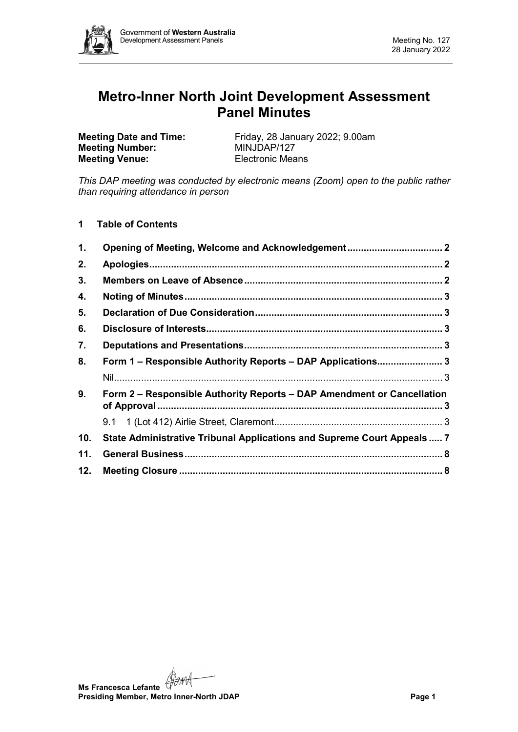# Metro-Inner North Joint Development Assessment Panel Minutes

**Meeting Date and Time:** Friday, 28 January 2022; 9.00am
**Meeting Number:** MINJDAP/127
**Meeting Venue:** Electronic Means

*This DAP meeting was conducted by electronic means (Zoom) open to the public rather than requiring attendance in person*

## 1 Table of Contents

| | | |
|---|---|---|
| **1.** | **Opening of Meeting, Welcome and Acknowledgement** | **2** |
| **2.** | **Apologies** | **2** |
| **3.** | **Members on Leave of Absence** | **2** |
| **4.** | **Noting of Minutes** | **3** |
| **5.** | **Declaration of Due Consideration** | **3** |
| **6.** | **Disclosure of Interests** | **3** |
| **7.** | **Deputations and Presentations** | **3** |
| **8.** | **Form 1 – Responsible Authority Reports – DAP Applications** | **3** |
| | Nil | 3 |
| **9.** | **Form 2 – Responsible Authority Reports – DAP Amendment or Cancellation of Approval** | **3** |
| | 9.1 1 (Lot 412) Airlie Street, Claremont | 3 |
| **10.** | **State Administrative Tribunal Applications and Supreme Court Appeals** | **7** |
| **11.** | **General Business** | **8** |
| **12.** | **Meeting Closure** | **8** |

**Ms Francesca Lefante**
**Presiding Member, Metro Inner-North JDAP**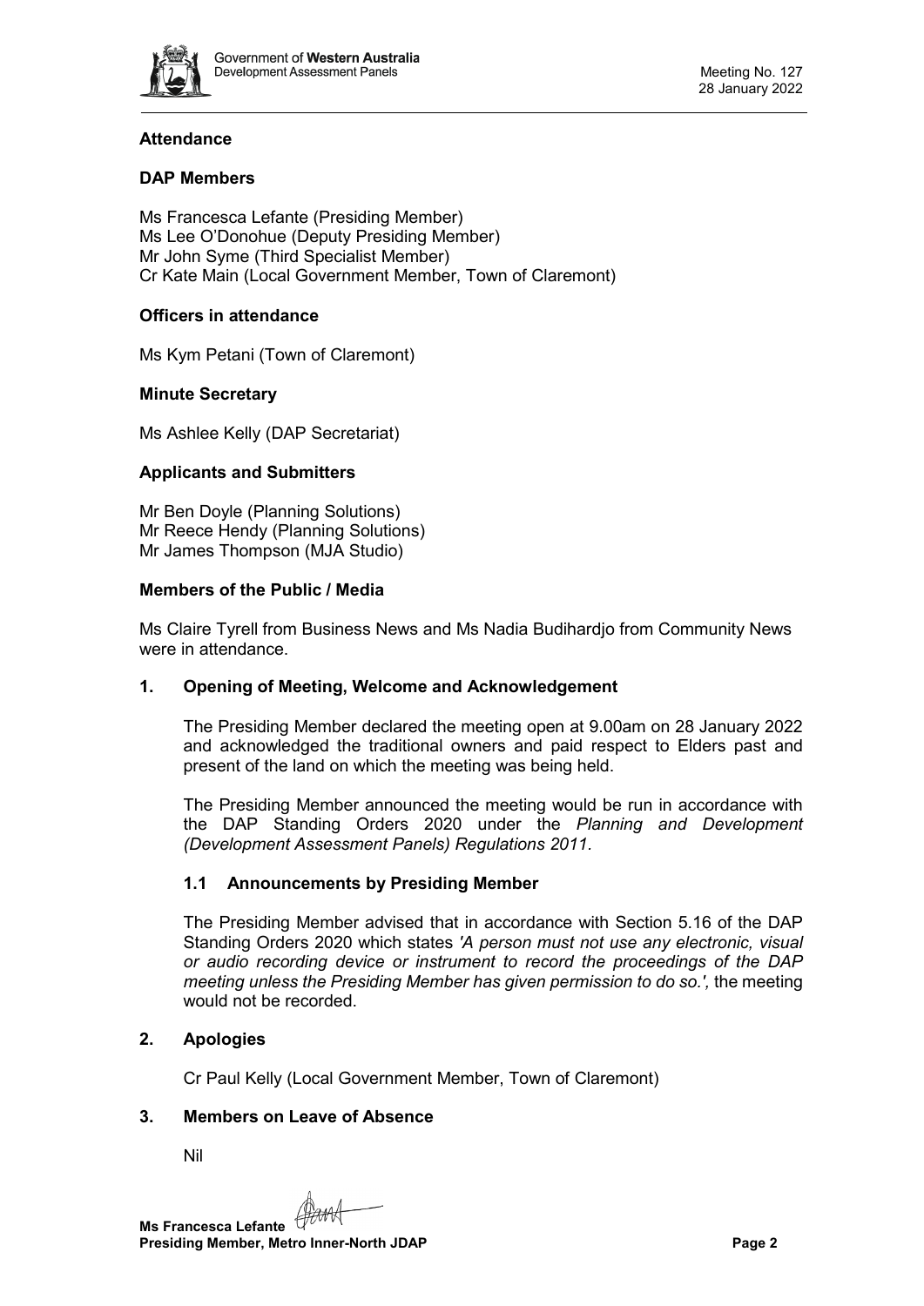**Attendance**

**DAP Members**

Ms Francesca Lefante (Presiding Member)
Ms Lee O'Donohue (Deputy Presiding Member)
Mr John Syme (Third Specialist Member)
Cr Kate Main (Local Government Member, Town of Claremont)

**Officers in attendance**

Ms Kym Petani (Town of Claremont)

**Minute Secretary**

Ms Ashlee Kelly (DAP Secretariat)

**Applicants and Submitters**

Mr Ben Doyle (Planning Solutions)
Mr Reece Hendy (Planning Solutions)
Mr James Thompson (MJA Studio)

**Members of the Public / Media**

Ms Claire Tyrell from Business News and Ms Nadia Budihardjo from Community News were in attendance.

## 1. Opening of Meeting, Welcome and Acknowledgement

The Presiding Member declared the meeting open at 9.00am on 28 January 2022 and acknowledged the traditional owners and paid respect to Elders past and present of the land on which the meeting was being held.

The Presiding Member announced the meeting would be run in accordance with the DAP Standing Orders 2020 under the *Planning and Development (Development Assessment Panels) Regulations 2011.*

### 1.1 Announcements by Presiding Member

The Presiding Member advised that in accordance with Section 5.16 of the DAP Standing Orders 2020 which states *'A person must not use any electronic, visual or audio recording device or instrument to record the proceedings of the DAP meeting unless the Presiding Member has given permission to do so.',* the meeting would not be recorded.

## 2. Apologies

Cr Paul Kelly (Local Government Member, Town of Claremont)

## 3. Members on Leave of Absence

Nil

**Ms Francesca Lefante**
**Presiding Member, Metro Inner-North JDAP**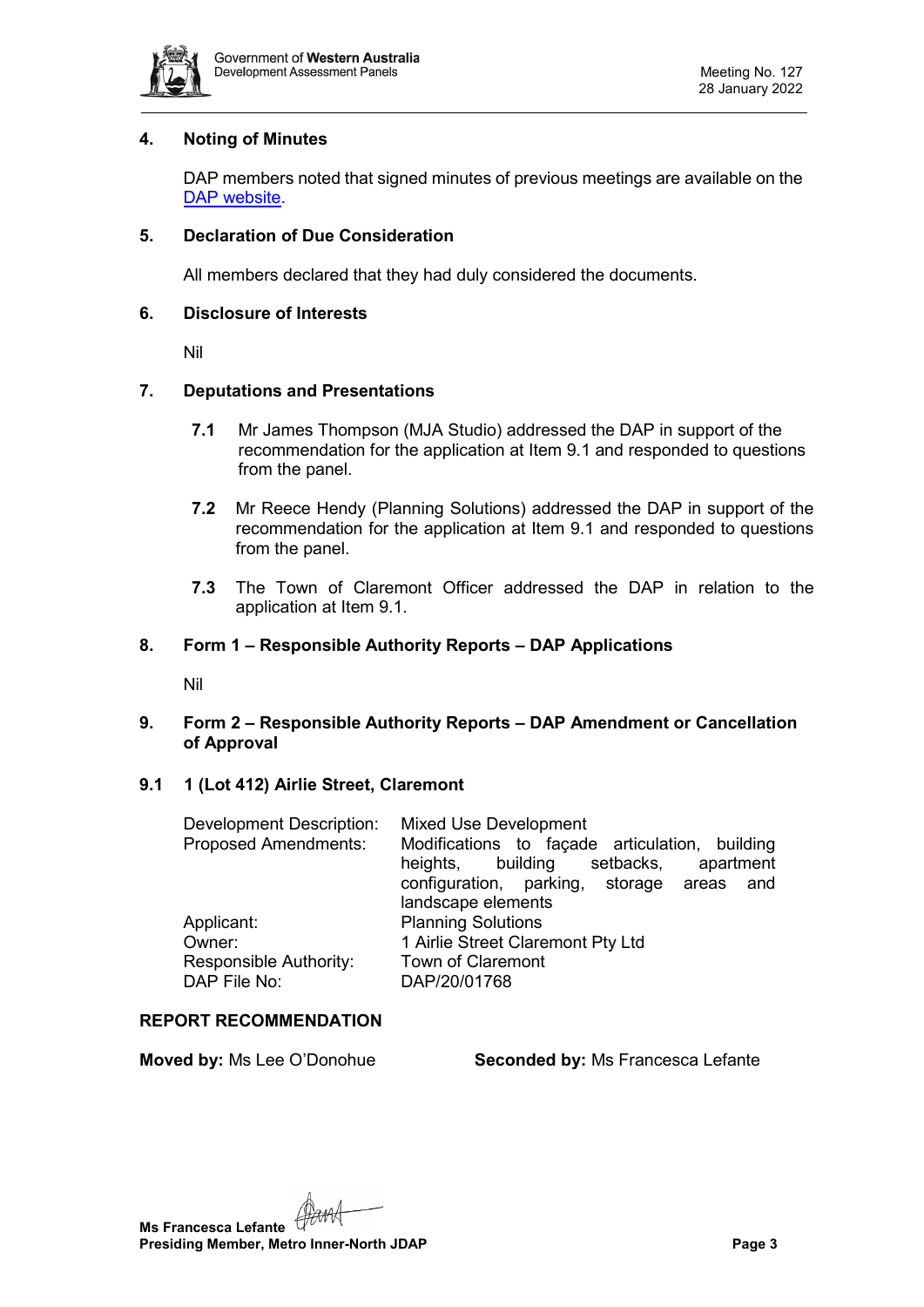## 4. Noting of Minutes

DAP members noted that signed minutes of previous meetings are available on the DAP website.

## 5. Declaration of Due Consideration

All members declared that they had duly considered the documents.

## 6. Disclosure of Interests

Nil

## 7. Deputations and Presentations

**7.1** Mr James Thompson (MJA Studio) addressed the DAP in support of the recommendation for the application at Item 9.1 and responded to questions from the panel.

**7.2** Mr Reece Hendy (Planning Solutions) addressed the DAP in support of the recommendation for the application at Item 9.1 and responded to questions from the panel.

**7.3** The Town of Claremont Officer addressed the DAP in relation to the application at Item 9.1.

## 8. Form 1 – Responsible Authority Reports – DAP Applications

Nil

## 9. Form 2 – Responsible Authority Reports – DAP Amendment or Cancellation of Approval

### 9.1 1 (Lot 412) Airlie Street, Claremont

| | |
|---|---|
| Development Description: | Mixed Use Development |
| Proposed Amendments: | Modifications to façade articulation, building heights, building setbacks, apartment configuration, parking, storage areas and landscape elements |
| Applicant: | Planning Solutions |
| Owner: | 1 Airlie Street Claremont Pty Ltd |
| Responsible Authority: | Town of Claremont |
| DAP File No: | DAP/20/01768 |

**REPORT RECOMMENDATION**

**Moved by:** Ms Lee O'Donohue **Seconded by:** Ms Francesca Lefante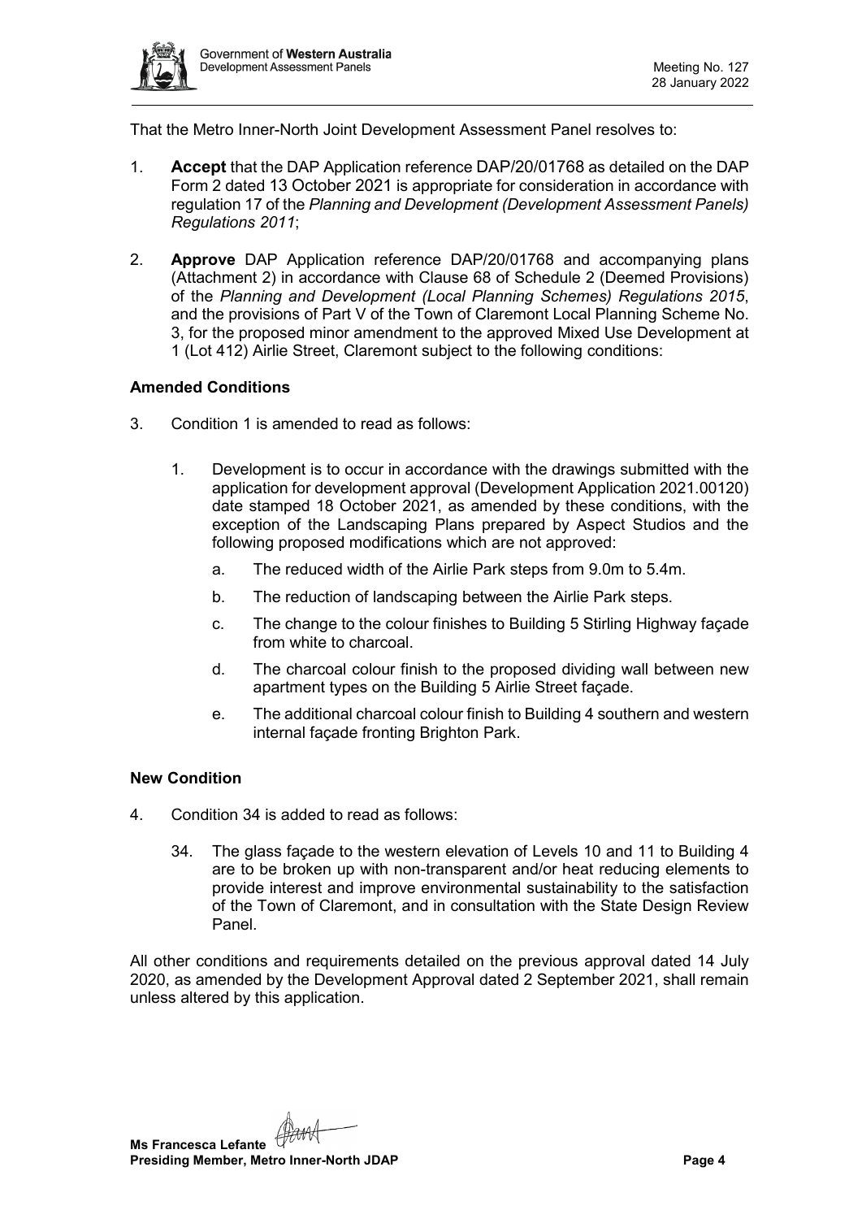That the Metro Inner-North Joint Development Assessment Panel resolves to:

1. **Accept** that the DAP Application reference DAP/20/01768 as detailed on the DAP Form 2 dated 13 October 2021 is appropriate for consideration in accordance with regulation 17 of the *Planning and Development (Development Assessment Panels) Regulations 2011*;

2. **Approve** DAP Application reference DAP/20/01768 and accompanying plans (Attachment 2) in accordance with Clause 68 of Schedule 2 (Deemed Provisions) of the *Planning and Development (Local Planning Schemes) Regulations 2015*, and the provisions of Part V of the Town of Claremont Local Planning Scheme No. 3, for the proposed minor amendment to the approved Mixed Use Development at 1 (Lot 412) Airlie Street, Claremont subject to the following conditions:

**Amended Conditions**

3. Condition 1 is amended to read as follows:

   1. Development is to occur in accordance with the drawings submitted with the application for development approval (Development Application 2021.00120) date stamped 18 October 2021, as amended by these conditions, with the exception of the Landscaping Plans prepared by Aspect Studios and the following proposed modifications which are not approved:

      a. The reduced width of the Airlie Park steps from 9.0m to 5.4m.

      b. The reduction of landscaping between the Airlie Park steps.

      c. The change to the colour finishes to Building 5 Stirling Highway façade from white to charcoal.

      d. The charcoal colour finish to the proposed dividing wall between new apartment types on the Building 5 Airlie Street façade.

      e. The additional charcoal colour finish to Building 4 southern and western internal façade fronting Brighton Park.

**New Condition**

4. Condition 34 is added to read as follows:

   34. The glass façade to the western elevation of Levels 10 and 11 to Building 4 are to be broken up with non-transparent and/or heat reducing elements to provide interest and improve environmental sustainability to the satisfaction of the Town of Claremont, and in consultation with the State Design Review Panel.

All other conditions and requirements detailed on the previous approval dated 14 July 2020, as amended by the Development Approval dated 2 September 2021, shall remain unless altered by this application.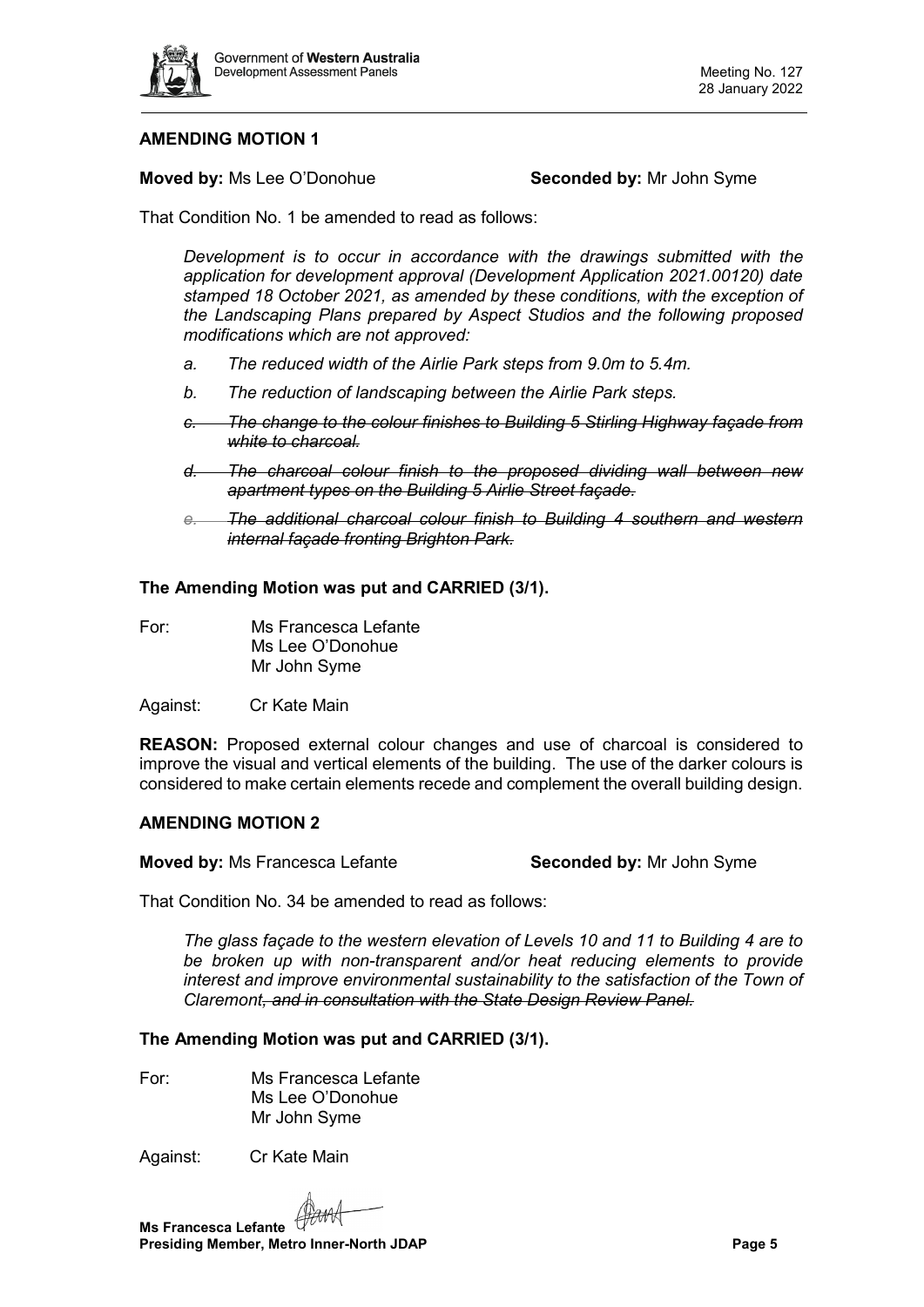**AMENDING MOTION 1**

**Moved by:** Ms Lee O'Donohue **Seconded by:** Mr John Syme

That Condition No. 1 be amended to read as follows:

> *Development is to occur in accordance with the drawings submitted with the application for development approval (Development Application 2021.00120) date stamped 18 October 2021, as amended by these conditions, with the exception of the Landscaping Plans prepared by Aspect Studios and the following proposed modifications which are not approved:*
>
> *a. The reduced width of the Airlie Park steps from 9.0m to 5.4m.*
>
> *b. The reduction of landscaping between the Airlie Park steps.*
>
> ~~*c. The change to the colour finishes to Building 5 Stirling Highway façade from white to charcoal.*~~
>
> ~~*d. The charcoal colour finish to the proposed dividing wall between new apartment types on the Building 5 Airlie Street façade.*~~
>
> ~~*e. The additional charcoal colour finish to Building 4 southern and western internal façade fronting Brighton Park.*~~

**The Amending Motion was put and CARRIED (3/1).**

For: Ms Francesca Lefante
Ms Lee O'Donohue
Mr John Syme

Against: Cr Kate Main

**REASON:** Proposed external colour changes and use of charcoal is considered to improve the visual and vertical elements of the building. The use of the darker colours is considered to make certain elements recede and complement the overall building design.

**AMENDING MOTION 2**

**Moved by:** Ms Francesca Lefante **Seconded by:** Mr John Syme

That Condition No. 34 be amended to read as follows:

> *The glass façade to the western elevation of Levels 10 and 11 to Building 4 are to be broken up with non-transparent and/or heat reducing elements to provide interest and improve environmental sustainability to the satisfaction of the Town of Claremont~~, and in consultation with the State Design Review Panel.~~*

**The Amending Motion was put and CARRIED (3/1).**

For: Ms Francesca Lefante
Ms Lee O'Donohue
Mr John Syme

Against: Cr Kate Main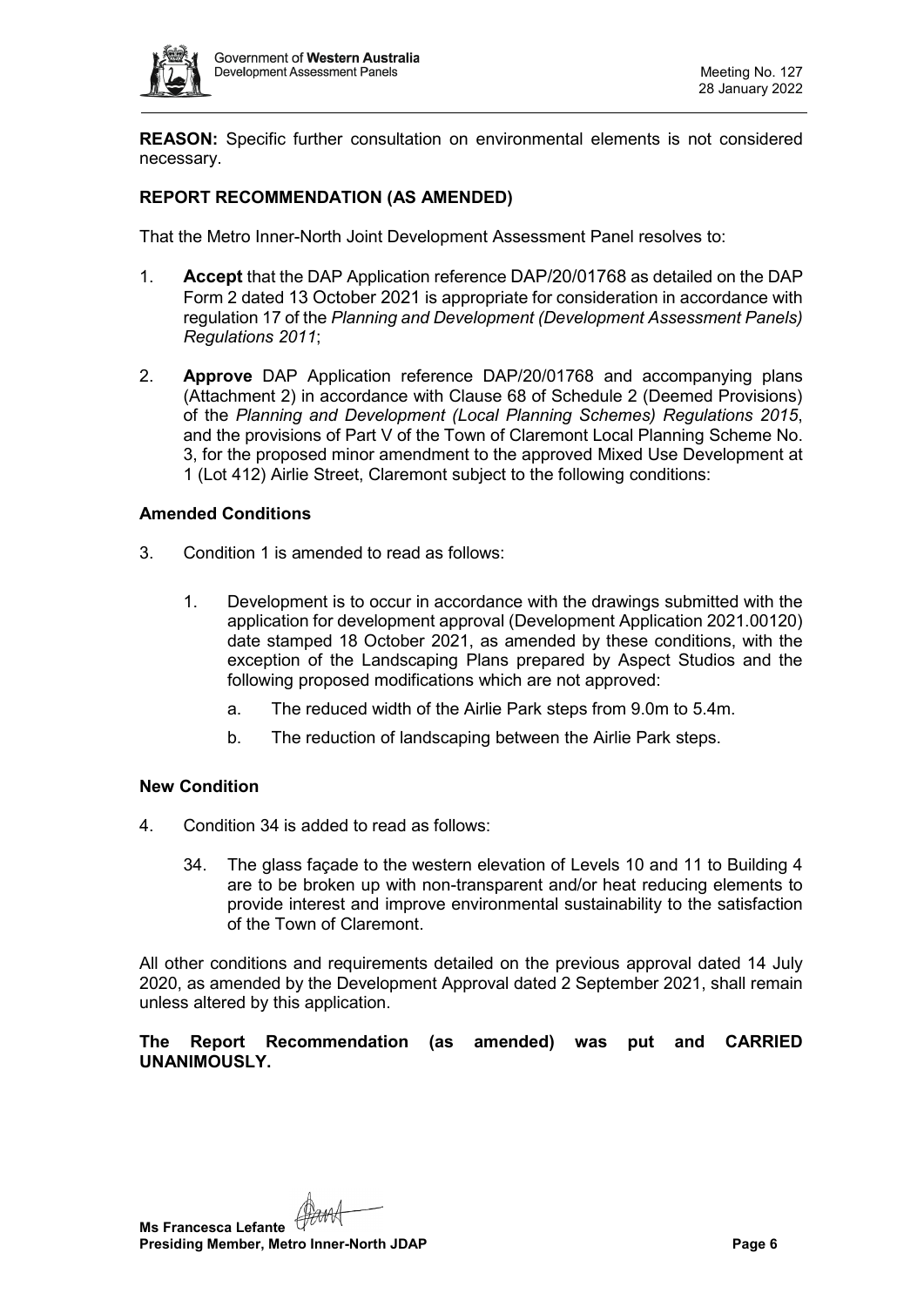**REASON:** Specific further consultation on environmental elements is not considered necessary.

**REPORT RECOMMENDATION (AS AMENDED)**

That the Metro Inner-North Joint Development Assessment Panel resolves to:

1. **Accept** that the DAP Application reference DAP/20/01768 as detailed on the DAP Form 2 dated 13 October 2021 is appropriate for consideration in accordance with regulation 17 of the *Planning and Development (Development Assessment Panels) Regulations 2011*;

2. **Approve** DAP Application reference DAP/20/01768 and accompanying plans (Attachment 2) in accordance with Clause 68 of Schedule 2 (Deemed Provisions) of the *Planning and Development (Local Planning Schemes) Regulations 2015*, and the provisions of Part V of the Town of Claremont Local Planning Scheme No. 3, for the proposed minor amendment to the approved Mixed Use Development at 1 (Lot 412) Airlie Street, Claremont subject to the following conditions:

**Amended Conditions**

3. Condition 1 is amended to read as follows:

   1. Development is to occur in accordance with the drawings submitted with the application for development approval (Development Application 2021.00120) date stamped 18 October 2021, as amended by these conditions, with the exception of the Landscaping Plans prepared by Aspect Studios and the following proposed modifications which are not approved:

      a. The reduced width of the Airlie Park steps from 9.0m to 5.4m.

      b. The reduction of landscaping between the Airlie Park steps.

**New Condition**

4. Condition 34 is added to read as follows:

   34. The glass façade to the western elevation of Levels 10 and 11 to Building 4 are to be broken up with non-transparent and/or heat reducing elements to provide interest and improve environmental sustainability to the satisfaction of the Town of Claremont.

All other conditions and requirements detailed on the previous approval dated 14 July 2020, as amended by the Development Approval dated 2 September 2021, shall remain unless altered by this application.

**The Report Recommendation (as amended) was put and CARRIED UNANIMOUSLY.**

**Ms Francesca Lefante**
**Presiding Member, Metro Inner-North JDAP**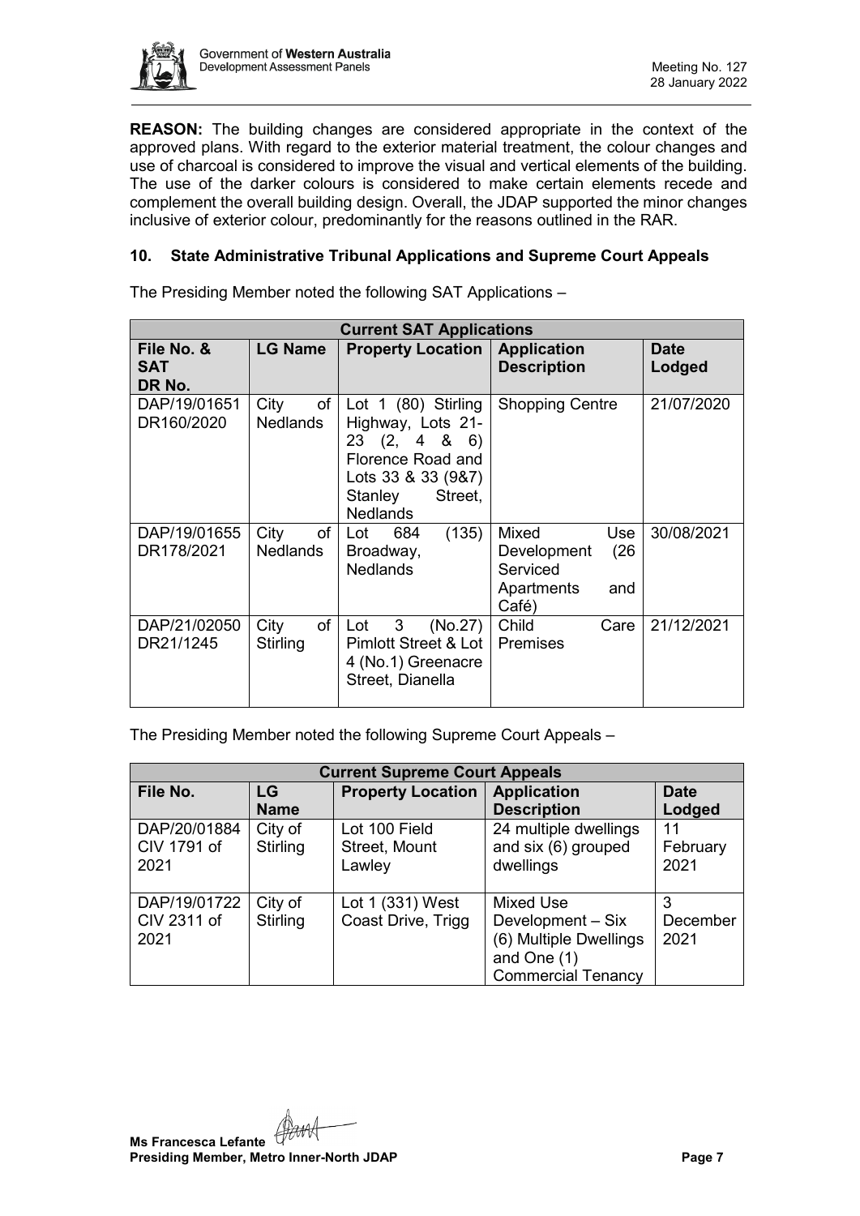**REASON:** The building changes are considered appropriate in the context of the approved plans. With regard to the exterior material treatment, the colour changes and use of charcoal is considered to improve the visual and vertical elements of the building. The use of the darker colours is considered to make certain elements recede and complement the overall building design. Overall, the JDAP supported the minor changes inclusive of exterior colour, predominantly for the reasons outlined in the RAR.

## 10. State Administrative Tribunal Applications and Supreme Court Appeals

The Presiding Member noted the following SAT Applications –

| **Current SAT Applications** | | | | |
|---|---|---|---|---|
| **File No. & SAT DR No.** | **LG Name** | **Property Location** | **Application Description** | **Date Lodged** |
| DAP/19/01651 DR160/2020 | City of Nedlands | Lot 1 (80) Stirling Highway, Lots 21-23 (2, 4 & 6) Florence Road and Lots 33 & 33 (9&7) Stanley Street, Nedlands | Shopping Centre | 21/07/2020 |
| DAP/19/01655 DR178/2021 | City of Nedlands | Lot 684 (135) Broadway, Nedlands | Mixed Use Development (26 Serviced Apartments and Café) | 30/08/2021 |
| DAP/21/02050 DR21/1245 | City of Stirling | Lot 3 (No.27) Pimlott Street & Lot 4 (No.1) Greenacre Street, Dianella | Child Care Premises | 21/12/2021 |

The Presiding Member noted the following Supreme Court Appeals –

| **Current Supreme Court Appeals** | | | | |
|---|---|---|---|---|
| **File No.** | **LG Name** | **Property Location** | **Application Description** | **Date Lodged** |
| DAP/20/01884 CIV 1791 of 2021 | City of Stirling | Lot 100 Field Street, Mount Lawley | 24 multiple dwellings and six (6) grouped dwellings | 11 February 2021 |
| DAP/19/01722 CIV 2311 of 2021 | City of Stirling | Lot 1 (331) West Coast Drive, Trigg | Mixed Use Development – Six (6) Multiple Dwellings and One (1) Commercial Tenancy | 3 December 2021 |

**Ms Francesca Lefante**
**Presiding Member, Metro Inner-North JDAP**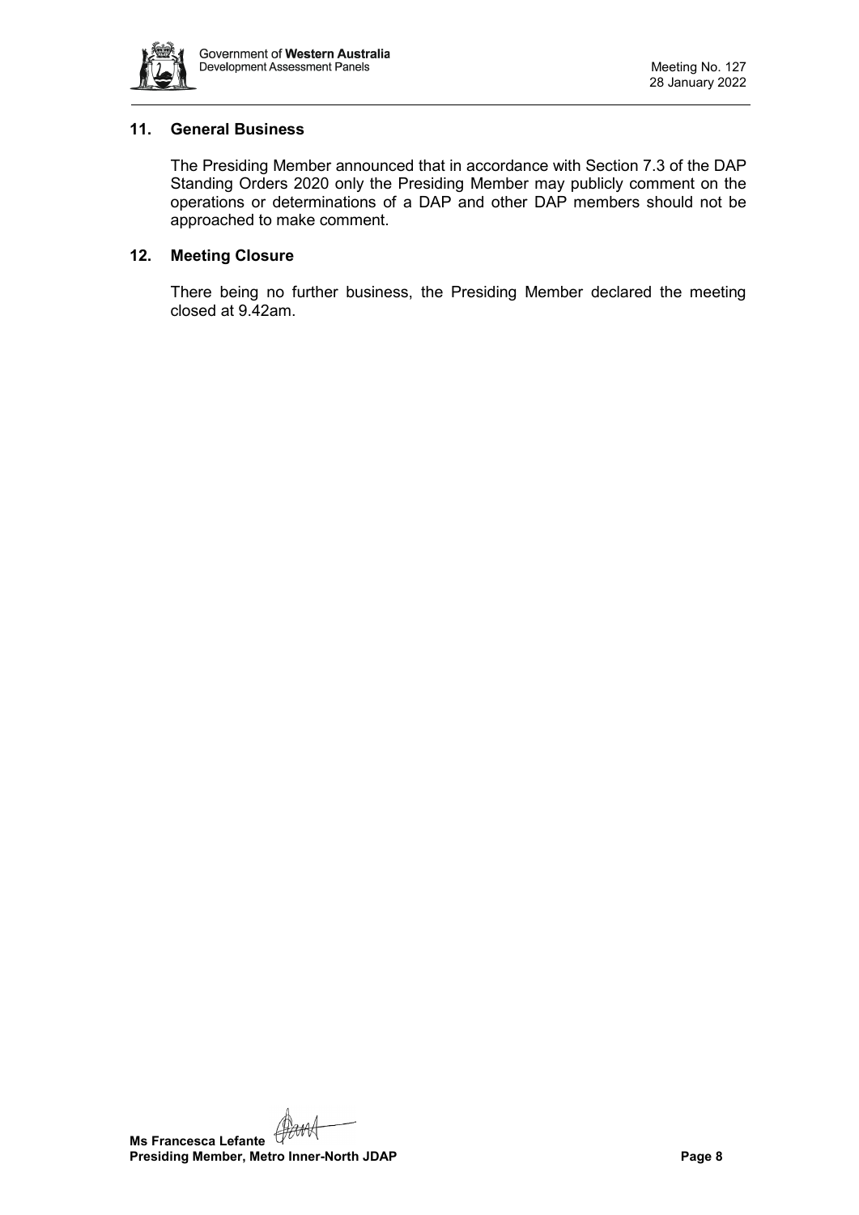## 11. General Business

The Presiding Member announced that in accordance with Section 7.3 of the DAP Standing Orders 2020 only the Presiding Member may publicly comment on the operations or determinations of a DAP and other DAP members should not be approached to make comment.

## 12. Meeting Closure

There being no further business, the Presiding Member declared the meeting closed at 9.42am.

**Ms Francesca Lefante**
**Presiding Member, Metro Inner-North JDAP**